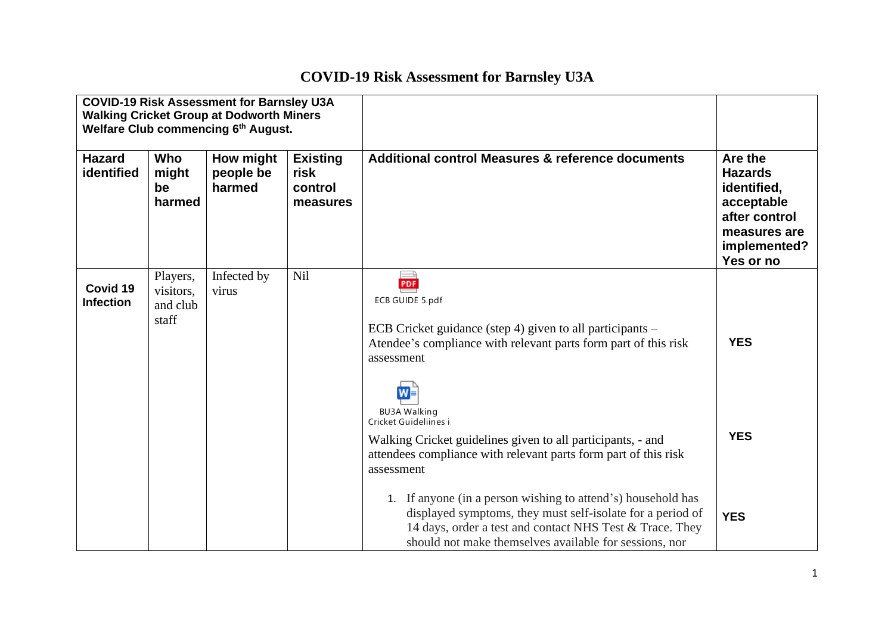# COVID-19 Risk Assessment for Barnsley U3A

| **COVID-19 Risk Assessment for Barnsley U3A Walking Cricket Group at Dodworth Miners Welfare Club commencing 6th August.** | | | | | |
|---|---|---|---|---|---|
| **Hazard identified** | **Who might be harmed** | **How might people be harmed** | **Existing risk control measures** | **Additional control Measures & reference documents** | **Are the Hazards identified, acceptable after control measures are implemented? Yes or no** |
| **Covid 19 Infection** | Players, visitors, and club staff | Infected by virus | Nil | ECB GUIDE 5.pdf<br><br>ECB Cricket guidance (step 4) given to all participants – Atendee's compliance with relevant parts form part of this risk assessment | **YES** |
| | | | | BU3A Walking Cricket Guideliines i<br><br>Walking Cricket guidelines given to all participants, - and attendees compliance with relevant parts form part of this risk assessment | **YES** |
| | | | | 1. If anyone (in a person wishing to attend's) household has displayed symptoms, they must self-isolate for a period of 14 days, order a test and contact NHS Test & Trace. They should not make themselves available for sessions, nor | **YES** |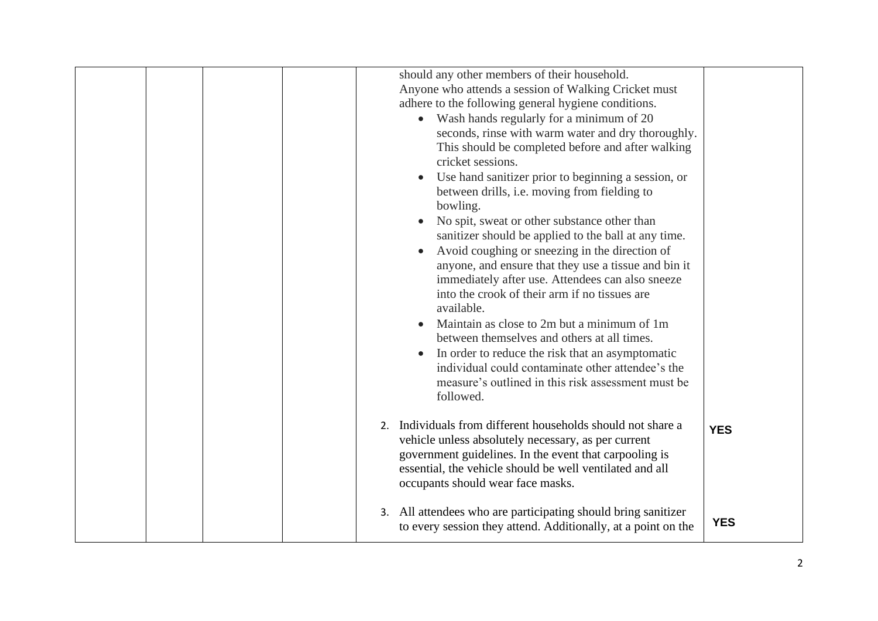| | | | | | |
|---|---|---|---|---|---|
| | | | | should any other members of their household.<br>Anyone who attends a session of Walking Cricket must adhere to the following general hygiene conditions.<br>• Wash hands regularly for a minimum of 20 seconds, rinse with warm water and dry thoroughly. This should be completed before and after walking cricket sessions.<br>• Use hand sanitizer prior to beginning a session, or between drills, i.e. moving from fielding to bowling.<br>• No spit, sweat or other substance other than sanitizer should be applied to the ball at any time.<br>• Avoid coughing or sneezing in the direction of anyone, and ensure that they use a tissue and bin it immediately after use. Attendees can also sneeze into the crook of their arm if no tissues are available.<br>• Maintain as close to 2m but a minimum of 1m between themselves and others at all times.<br>• In order to reduce the risk that an asymptomatic individual could contaminate other attendee's the measure's outlined in this risk assessment must be followed. | |
| | | | | 2. Individuals from different households should not share a vehicle unless absolutely necessary, as per current government guidelines. In the event that carpooling is essential, the vehicle should be well ventilated and all occupants should wear face masks. | **YES** |
| | | | | 3. All attendees who are participating should bring sanitizer to every session they attend. Additionally, at a point on the | **YES** |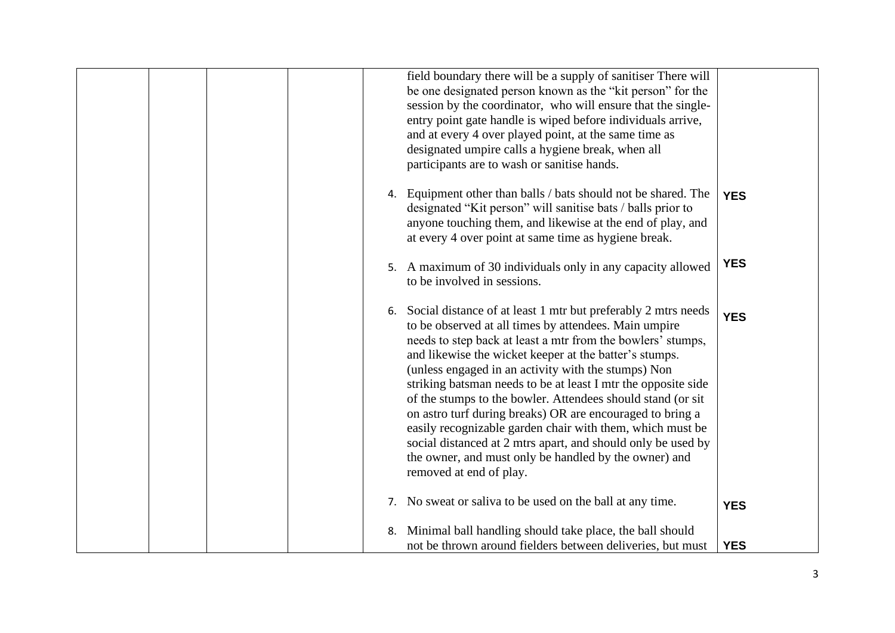| | | | | | |
|---|---|---|---|---|---|
| | | | | field boundary there will be a supply of sanitiser There will be one designated person known as the "kit person" for the session by the coordinator, who will ensure that the single-entry point gate handle is wiped before individuals arrive, and at every 4 over played point, at the same time as designated umpire calls a hygiene break, when all participants are to wash or sanitise hands. | |
| | | | | 4. Equipment other than balls / bats should not be shared. The designated "Kit person" will sanitise bats / balls prior to anyone touching them, and likewise at the end of play, and at every 4 over point at same time as hygiene break. | **YES** |
| | | | | 5. A maximum of 30 individuals only in any capacity allowed to be involved in sessions. | **YES** |
| | | | | 6. Social distance of at least 1 mtr but preferably 2 mtrs needs to be observed at all times by attendees. Main umpire needs to step back at least a mtr from the bowlers' stumps, and likewise the wicket keeper at the batter's stumps. (unless engaged in an activity with the stumps) Non striking batsman needs to be at least I mtr the opposite side of the stumps to the bowler. Attendees should stand (or sit on astro turf during breaks) OR are encouraged to bring a easily recognizable garden chair with them, which must be social distanced at 2 mtrs apart, and should only be used by the owner, and must only be handled by the owner) and removed at end of play. | **YES** |
| | | | | 7. No sweat or saliva to be used on the ball at any time. | **YES** |
| | | | | 8. Minimal ball handling should take place, the ball should not be thrown around fielders between deliveries, but must | **YES** |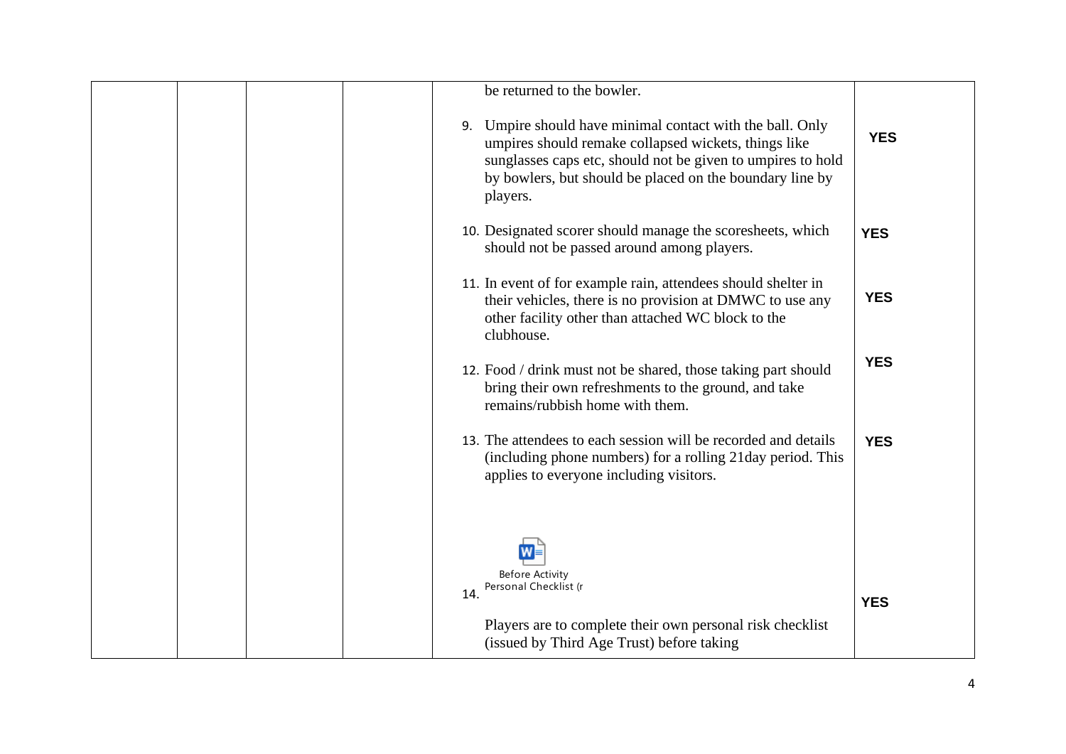| | | | | | |
|---|---|---|---|---|---|
| | | | | be returned to the bowler.<br><br>9. Umpire should have minimal contact with the ball. Only umpires should remake collapsed wickets, things like sunglasses caps etc, should not be given to umpires to hold by bowlers, but should be placed on the boundary line by players.<br><br>10. Designated scorer should manage the scoresheets, which should not be passed around among players.<br><br>11. In event of for example rain, attendees should shelter in their vehicles, there is no provision at DMWC to use any other facility other than attached WC block to the clubhouse.<br><br>12. Food / drink must not be shared, those taking part should bring their own refreshments to the ground, and take remains/rubbish home with them.<br><br>13. The attendees to each session will be recorded and details (including phone numbers) for a rolling 21day period. This applies to everyone including visitors.<br><br>14. Before Activity Personal Checklist (r<br><br>Players are to complete their own personal risk checklist (issued by Third Age Trust) before taking | <br><br>**YES**<br><br>**YES**<br><br>**YES**<br><br>**YES**<br><br>**YES**<br><br>**YES** |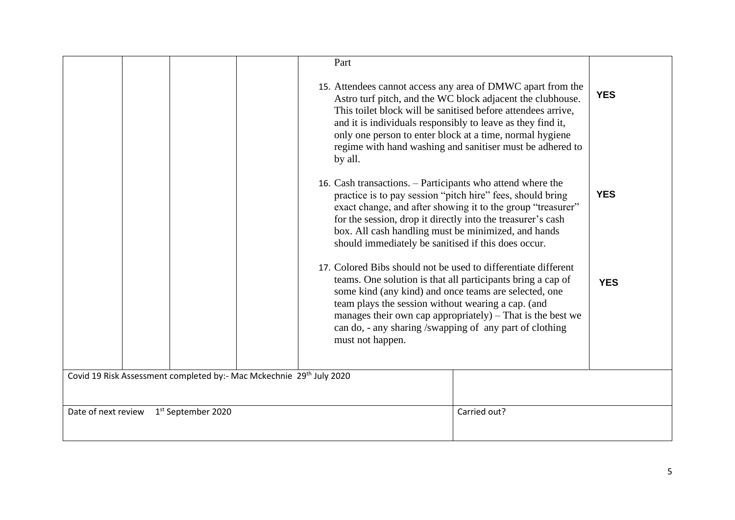| | | | | | |
|---|---|---|---|---|---|
| | | | | Part<br><br>15. Attendees cannot access any area of DMWC apart from the Astro turf pitch, and the WC block adjacent the clubhouse. This toilet block will be sanitised before attendees arrive, and it is individuals responsibly to leave as they find it, only one person to enter block at a time, normal hygiene regime with hand washing and sanitiser must be adhered to by all.<br><br>16. Cash transactions. – Participants who attend where the practice is to pay session "pitch hire" fees, should bring exact change, and after showing it to the group "treasurer" for the session, drop it directly into the treasurer's cash box. All cash handling must be minimized, and hands should immediately be sanitised if this does occur.<br><br>17. Colored Bibs should not be used to differentiate different teams. One solution is that all participants bring a cap of some kind (any kind) and once teams are selected, one team plays the session without wearing a cap. (and manages their own cap appropriately) – That is the best we can do, - any sharing /swapping of any part of clothing must not happen. | **YES**<br><br>**YES**<br><br>**YES** |

| | |
|---|---|
| Covid 19 Risk Assessment completed by:- Mac Mckechnie 29th July 2020 | |
| Date of next review 1st September 2020 | Carried out? |